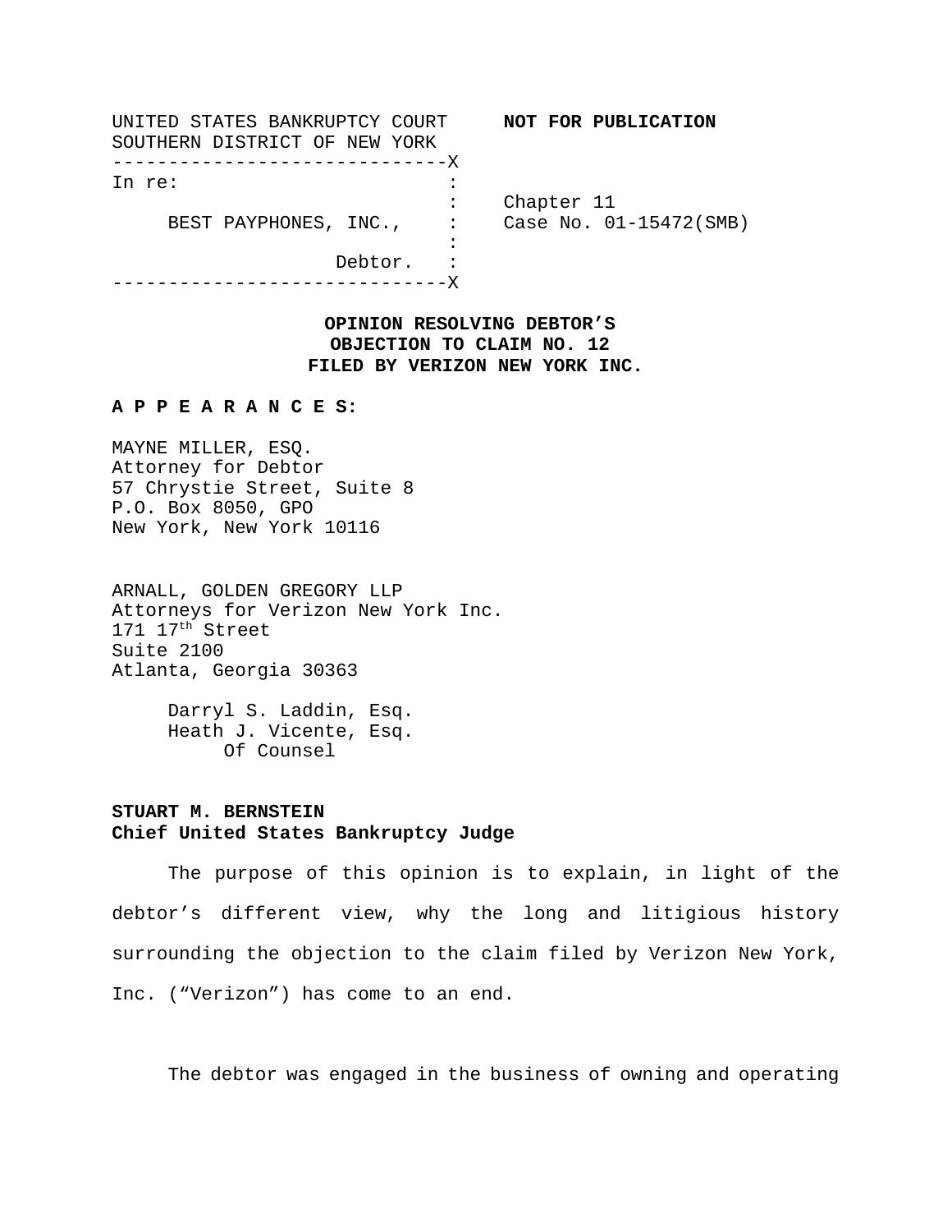UNITED STATES BANKRUPTCY COURT SOUTHERN DISTRICT OF NEW YORK

**NOT FOR PUBLICATION**

```
------------------------------X
In re:                        :
                              :    Chapter 11
     BEST PAYPHONES, INC.,    :    Case No. 01-15472(SMB)
                              :
                  Debtor.     :
------------------------------X
```

**OPINION RESOLVING DEBTOR'S OBJECTION TO CLAIM NO. 12 FILED BY VERIZON NEW YORK INC.**

**A P P E A R A N C E S:**

MAYNE MILLER, ESQ.
Attorney for Debtor
57 Chrystie Street, Suite 8
P.O. Box 8050, GPO
New York, New York 10116

ARNALL, GOLDEN GREGORY LLP
Attorneys for Verizon New York Inc.
171 17th Street
Suite 2100
Atlanta, Georgia 30363

Darryl S. Laddin, Esq.
Heath J. Vicente, Esq.
Of Counsel

**STUART M. BERNSTEIN**
**Chief United States Bankruptcy Judge**

The purpose of this opinion is to explain, in light of the debtor's different view, why the long and litigious history surrounding the objection to the claim filed by Verizon New York, Inc. ("Verizon") has come to an end.

The debtor was engaged in the business of owning and operating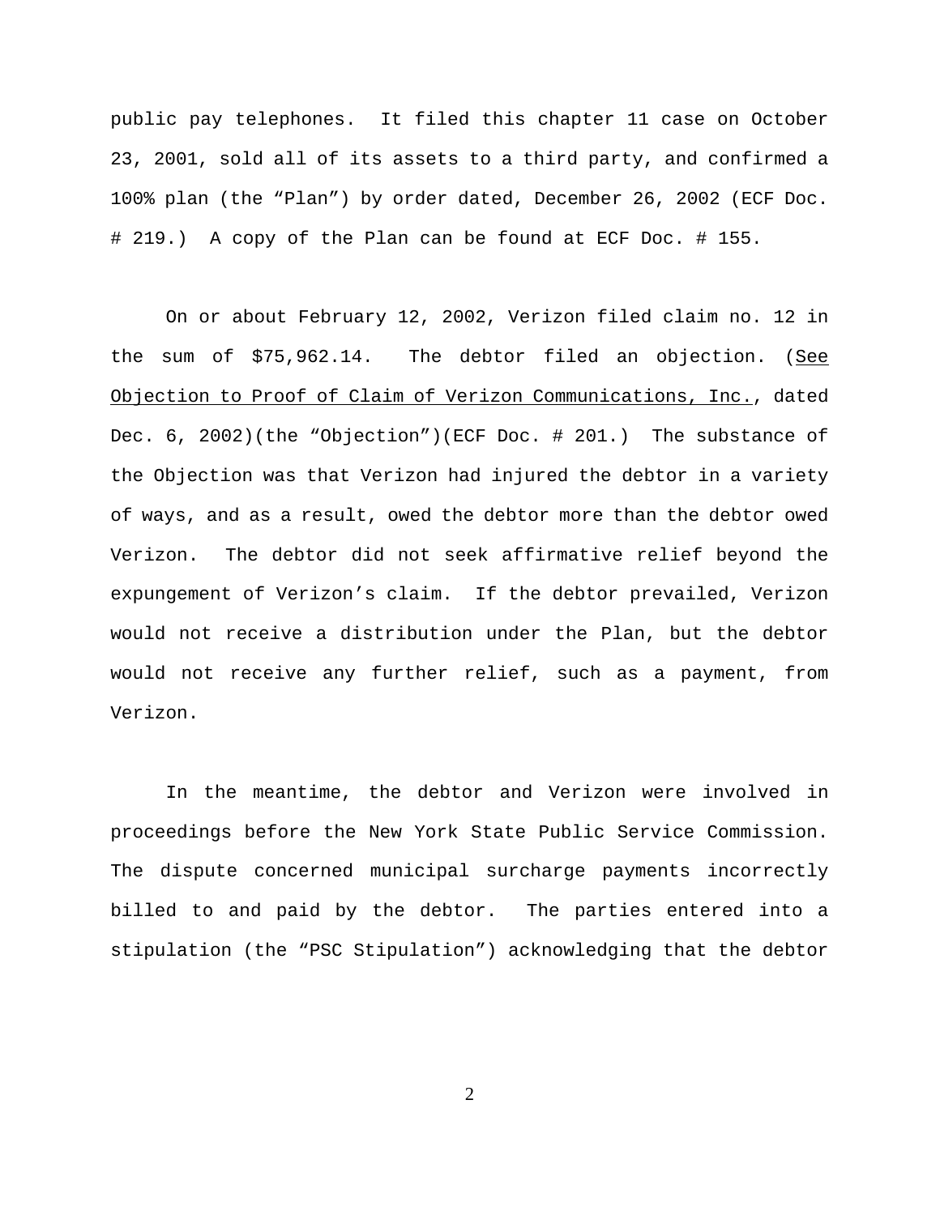public pay telephones. It filed this chapter 11 case on October 23, 2001, sold all of its assets to a third party, and confirmed a 100% plan (the "Plan") by order dated, December 26, 2002 (ECF Doc. # 219.) A copy of the Plan can be found at ECF Doc. # 155.

On or about February 12, 2002, Verizon filed claim no. 12 in the sum of $75,962.14. The debtor filed an objection. (See Objection to Proof of Claim of Verizon Communications, Inc., dated Dec. 6, 2002)(the "Objection")(ECF Doc. # 201.) The substance of the Objection was that Verizon had injured the debtor in a variety of ways, and as a result, owed the debtor more than the debtor owed Verizon. The debtor did not seek affirmative relief beyond the expungement of Verizon's claim. If the debtor prevailed, Verizon would not receive a distribution under the Plan, but the debtor would not receive any further relief, such as a payment, from Verizon.

In the meantime, the debtor and Verizon were involved in proceedings before the New York State Public Service Commission. The dispute concerned municipal surcharge payments incorrectly billed to and paid by the debtor. The parties entered into a stipulation (the "PSC Stipulation") acknowledging that the debtor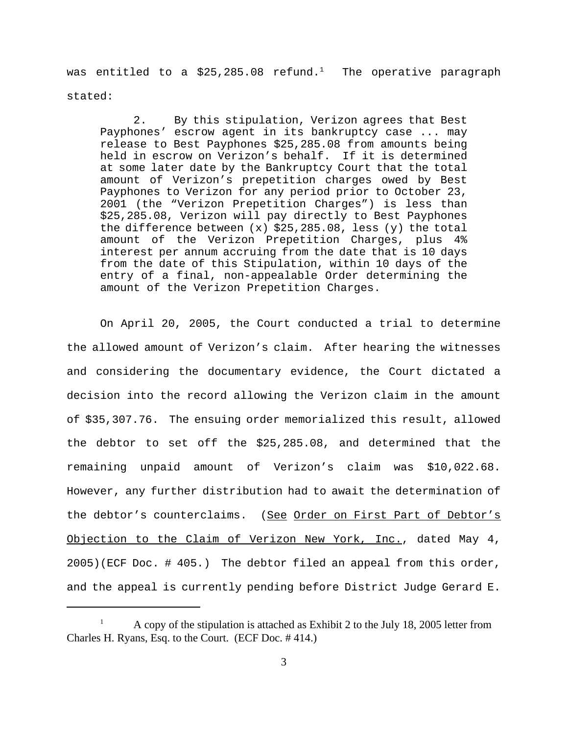was entitled to a $25,285.08 refund.[1] The operative paragraph stated:

> 2. By this stipulation, Verizon agrees that Best Payphones' escrow agent in its bankruptcy case ... may release to Best Payphones $25,285.08 from amounts being held in escrow on Verizon's behalf. If it is determined at some later date by the Bankruptcy Court that the total amount of Verizon's prepetition charges owed by Best Payphones to Verizon for any period prior to October 23, 2001 (the "Verizon Prepetition Charges") is less than $25,285.08, Verizon will pay directly to Best Payphones the difference between (x) $25,285.08, less (y) the total amount of the Verizon Prepetition Charges, plus 4% interest per annum accruing from the date that is 10 days from the date of this Stipulation, within 10 days of the entry of a final, non-appealable Order determining the amount of the Verizon Prepetition Charges.

On April 20, 2005, the Court conducted a trial to determine the allowed amount of Verizon's claim. After hearing the witnesses and considering the documentary evidence, the Court dictated a decision into the record allowing the Verizon claim in the amount of $35,307.76. The ensuing order memorialized this result, allowed the debtor to set off the $25,285.08, and determined that the remaining unpaid amount of Verizon's claim was $10,022.68. However, any further distribution had to await the determination of the debtor's counterclaims. (See Order on First Part of Debtor's Objection to the Claim of Verizon New York, Inc., dated May 4, 2005)(ECF Doc. # 405.) The debtor filed an appeal from this order, and the appeal is currently pending before District Judge Gerard E.

---

[1] A copy of the stipulation is attached as Exhibit 2 to the July 18, 2005 letter from Charles H. Ryans, Esq. to the Court. (ECF Doc. # 414.)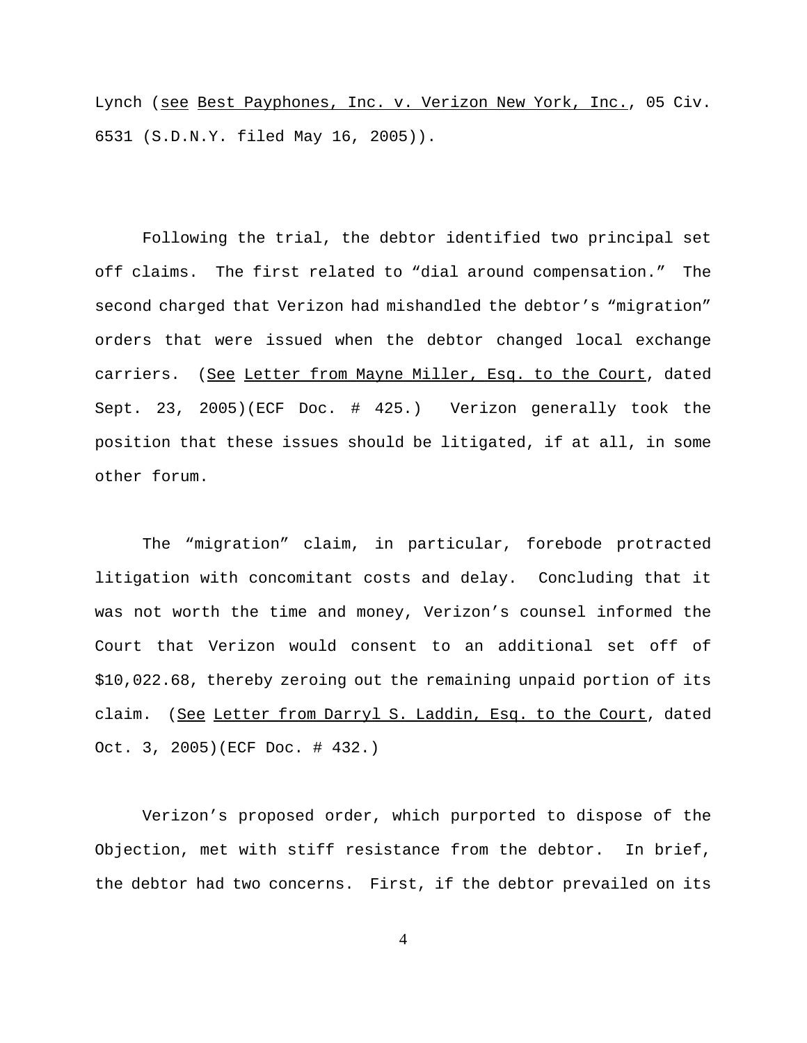Lynch (see Best Payphones, Inc. v. Verizon New York, Inc., 05 Civ. 6531 (S.D.N.Y. filed May 16, 2005)).

Following the trial, the debtor identified two principal set off claims. The first related to "dial around compensation." The second charged that Verizon had mishandled the debtor's "migration" orders that were issued when the debtor changed local exchange carriers. (See Letter from Mayne Miller, Esq. to the Court, dated Sept. 23, 2005)(ECF Doc. # 425.) Verizon generally took the position that these issues should be litigated, if at all, in some other forum.

The "migration" claim, in particular, forebode protracted litigation with concomitant costs and delay. Concluding that it was not worth the time and money, Verizon's counsel informed the Court that Verizon would consent to an additional set off of $10,022.68, thereby zeroing out the remaining unpaid portion of its claim. (See Letter from Darryl S. Laddin, Esq. to the Court, dated Oct. 3, 2005)(ECF Doc. # 432.)

Verizon's proposed order, which purported to dispose of the Objection, met with stiff resistance from the debtor. In brief, the debtor had two concerns. First, if the debtor prevailed on its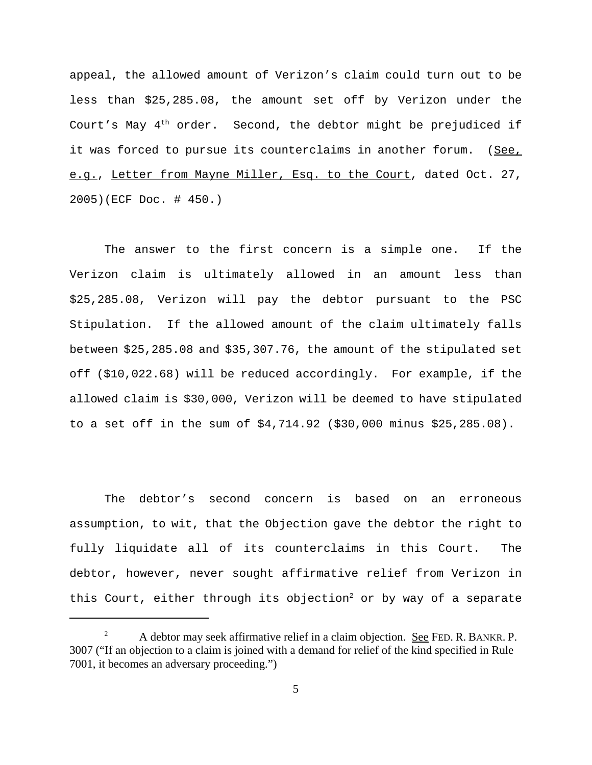appeal, the allowed amount of Verizon's claim could turn out to be less than $25,285.08, the amount set off by Verizon under the Court's May 4th order. Second, the debtor might be prejudiced if it was forced to pursue its counterclaims in another forum. (See, e.g., Letter from Mayne Miller, Esq. to the Court, dated Oct. 27, 2005)(ECF Doc. # 450.)

The answer to the first concern is a simple one. If the Verizon claim is ultimately allowed in an amount less than $25,285.08, Verizon will pay the debtor pursuant to the PSC Stipulation. If the allowed amount of the claim ultimately falls between $25,285.08 and $35,307.76, the amount of the stipulated set off ($10,022.68) will be reduced accordingly. For example, if the allowed claim is $30,000, Verizon will be deemed to have stipulated to a set off in the sum of $4,714.92 ($30,000 minus $25,285.08).

The debtor's second concern is based on an erroneous assumption, to wit, that the Objection gave the debtor the right to fully liquidate all of its counterclaims in this Court. The debtor, however, never sought affirmative relief from Verizon in this Court, either through its objection[2] or by way of a separate

---

[2] A debtor may seek affirmative relief in a claim objection. See FED. R. BANKR. P. 3007 ("If an objection to a claim is joined with a demand for relief of the kind specified in Rule 7001, it becomes an adversary proceeding.")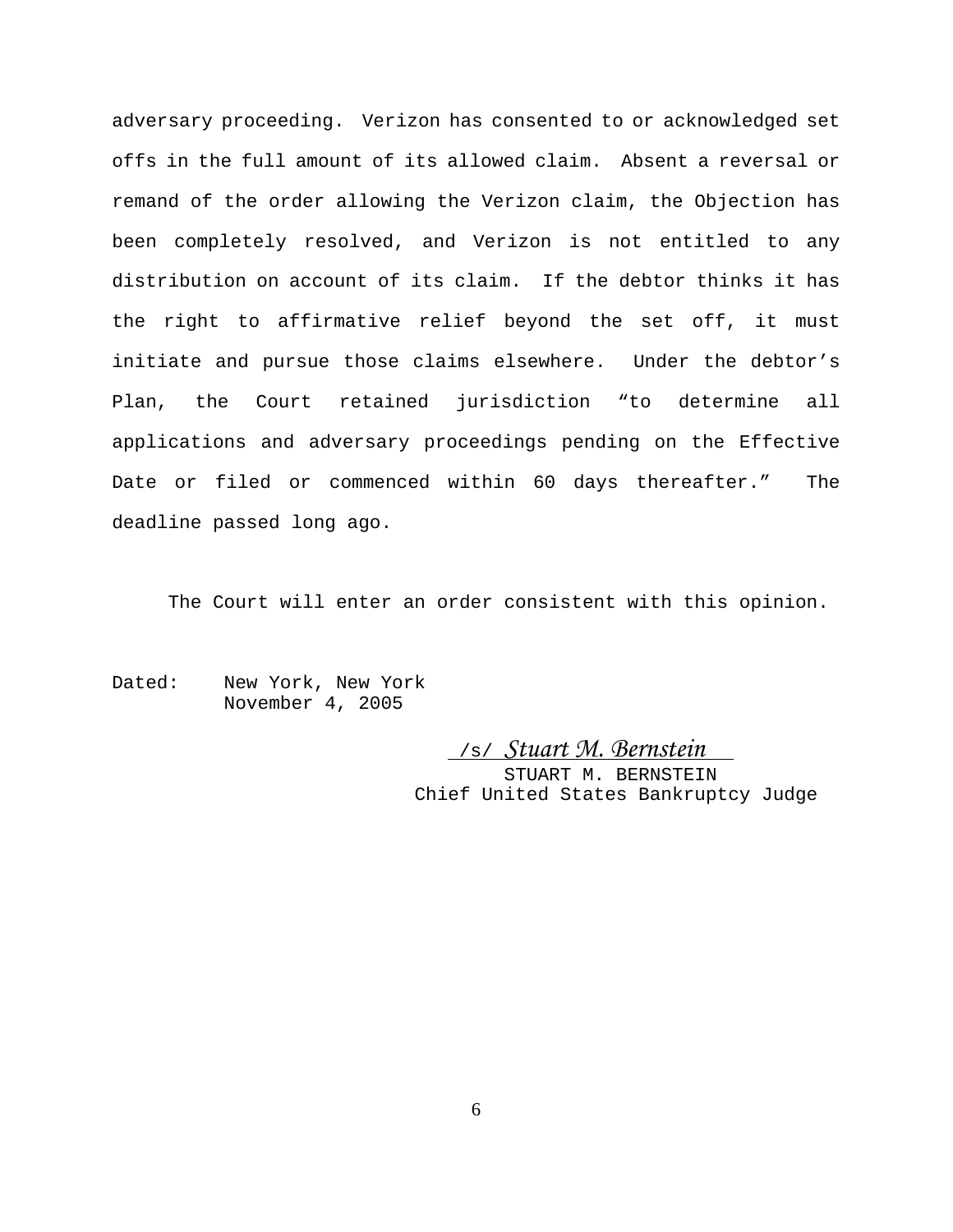adversary proceeding. Verizon has consented to or acknowledged set offs in the full amount of its allowed claim. Absent a reversal or remand of the order allowing the Verizon claim, the Objection has been completely resolved, and Verizon is not entitled to any distribution on account of its claim. If the debtor thinks it has the right to affirmative relief beyond the set off, it must initiate and pursue those claims elsewhere. Under the debtor's Plan, the Court retained jurisdiction "to determine all applications and adversary proceedings pending on the Effective Date or filed or commenced within 60 days thereafter." The deadline passed long ago.

The Court will enter an order consistent with this opinion.

Dated: New York, New York
November 4, 2005

/s/ *Stuart M. Bernstein*
STUART M. BERNSTEIN
Chief United States Bankruptcy Judge